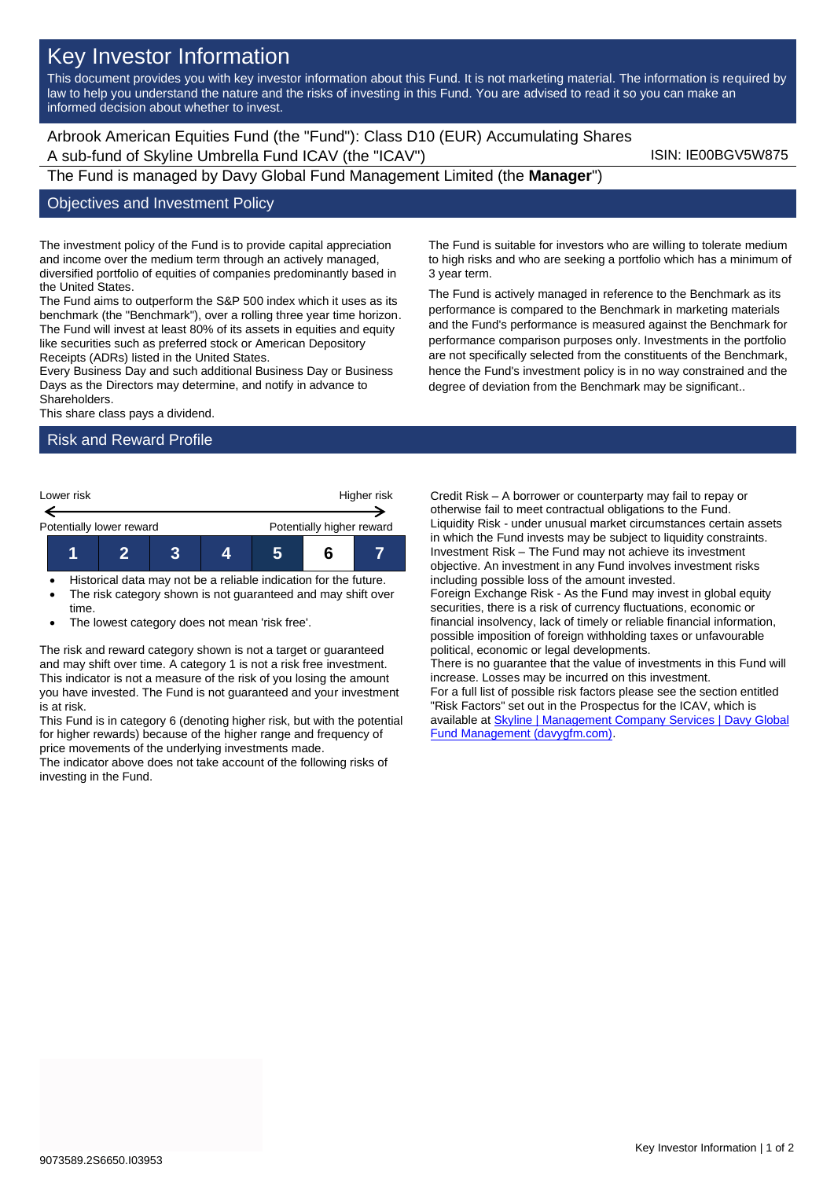# Key Investor Information

This document provides you with key investor information about this Fund. It is not marketing material. The information is required by law to help you understand the nature and the risks of investing in this Fund. You are advised to read it so you can make an informed decision about whether to invest.

Arbrook American Equities Fund (the "Fund"): Class D10 (EUR) Accumulating Shares
A sub-fund of Skyline Umbrella Fund ICAV (the "ICAV")

ISIN: IE00BGV5W875

The Fund is managed by Davy Global Fund Management Limited (the **Manager**")

## Objectives and Investment Policy

The investment policy of the Fund is to provide capital appreciation and income over the medium term through an actively managed, diversified portfolio of equities of companies predominantly based in the United States.
The Fund aims to outperform the S&P 500 index which it uses as its benchmark (the "Benchmark"), over a rolling three year time horizon.
The Fund will invest at least 80% of its assets in equities and equity like securities such as preferred stock or American Depository Receipts (ADRs) listed in the United States.
Every Business Day and such additional Business Day or Business Days as the Directors may determine, and notify in advance to Shareholders.
This share class pays a dividend.

The Fund is suitable for investors who are willing to tolerate medium to high risks and who are seeking a portfolio which has a minimum of 3 year term.

The Fund is actively managed in reference to the Benchmark as its performance is compared to the Benchmark in marketing materials and the Fund's performance is measured against the Benchmark for performance comparison purposes only. Investments in the portfolio are not specifically selected from the constituents of the Benchmark, hence the Fund's investment policy is in no way constrained and the degree of deviation from the Benchmark may be significant..

## Risk and Reward Profile

Lower risk — Higher risk

Potentially lower reward — Potentially higher reward

| 1 | 2 | 3 | 4 | 5 | 6 | 7 |
|---|---|---|---|---|---|---|

- Historical data may not be a reliable indication for the future.
- The risk category shown is not guaranteed and may shift over time.
- The lowest category does not mean 'risk free'.

The risk and reward category shown is not a target or guaranteed and may shift over time. A category 1 is not a risk free investment. This indicator is not a measure of the risk of you losing the amount you have invested. The Fund is not guaranteed and your investment is at risk.
This Fund is in category 6 (denoting higher risk, but with the potential for higher rewards) because of the higher range and frequency of price movements of the underlying investments made.
The indicator above does not take account of the following risks of investing in the Fund.

Credit Risk – A borrower or counterparty may fail to repay or otherwise fail to meet contractual obligations to the Fund.
Liquidity Risk - under unusual market circumstances certain assets in which the Fund invests may be subject to liquidity constraints.
Investment Risk – The Fund may not achieve its investment objective. An investment in any Fund involves investment risks including possible loss of the amount invested.
Foreign Exchange Risk - As the Fund may invest in global equity securities, there is a risk of currency fluctuations, economic or financial insolvency, lack of timely or reliable financial information, possible imposition of foreign withholding taxes or unfavourable political, economic or legal developments.
There is no guarantee that the value of investments in this Fund will increase. Losses may be incurred on this investment.
For a full list of possible risk factors please see the section entitled "Risk Factors" set out in the Prospectus for the ICAV, which is available at Skyline | Management Company Services | Davy Global Fund Management (davygfm.com).

9073589.2S6650.I03953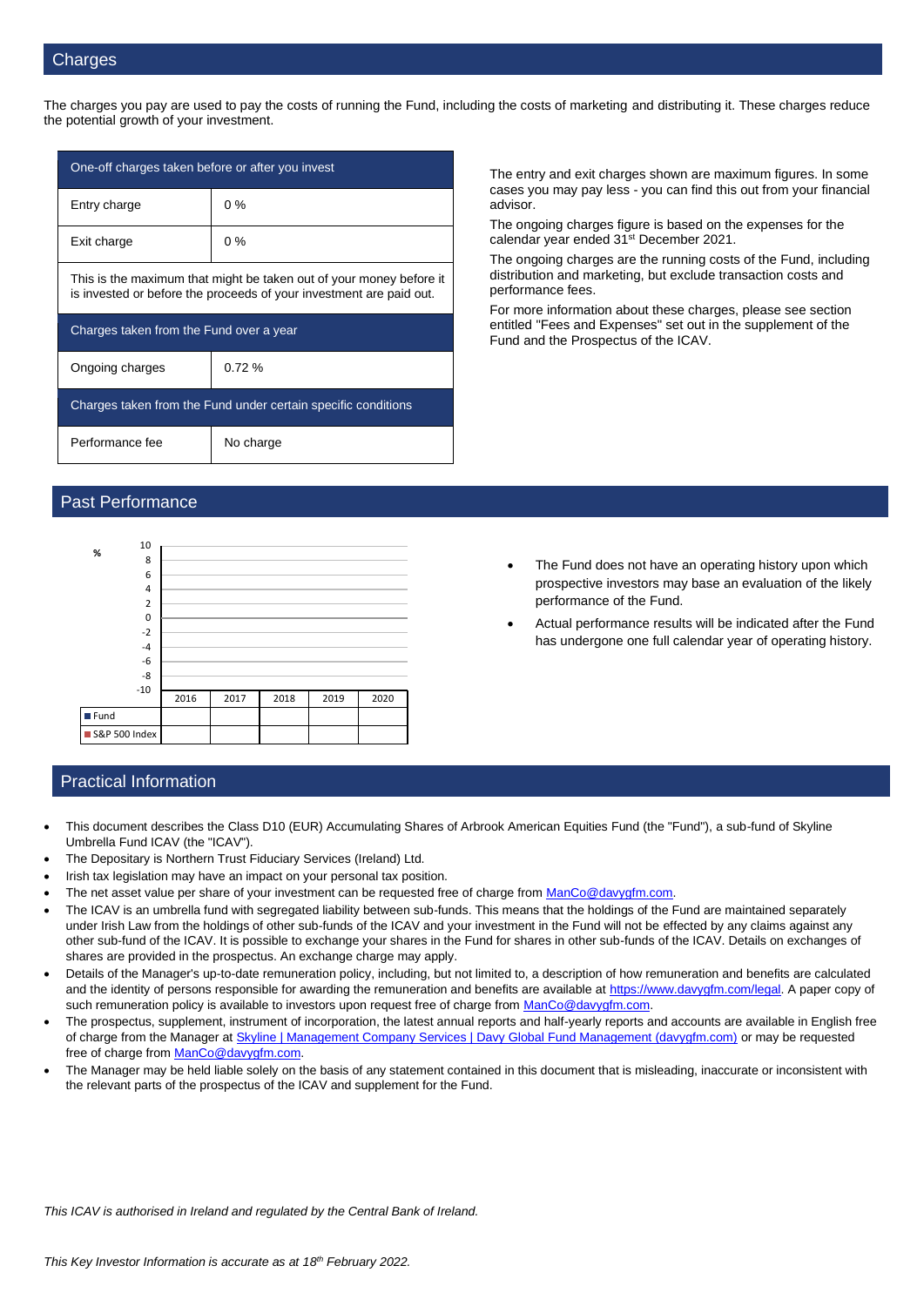## Charges

The charges you pay are used to pay the costs of running the Fund, including the costs of marketing and distributing it. These charges reduce the potential growth of your investment.

| One-off charges taken before or after you invest | |
|---|---|
| Entry charge | 0 % |
| Exit charge | 0 % |
| This is the maximum that might be taken out of your money before it is invested or before the proceeds of your investment are paid out. | |
| **Charges taken from the Fund over a year** | |
| Ongoing charges | 0.72 % |
| **Charges taken from the Fund under certain specific conditions** | |
| Performance fee | No charge |

The entry and exit charges shown are maximum figures. In some cases you may pay less - you can find this out from your financial advisor.

The ongoing charges figure is based on the expenses for the calendar year ended 31st December 2021.

The ongoing charges are the running costs of the Fund, including distribution and marketing, but exclude transaction costs and performance fees.

For more information about these charges, please see section entitled "Fees and Expenses" set out in the supplement of the Fund and the Prospectus of the ICAV.

## Past Performance

%
10
8
6
4
2
0
-2
-4
-6
-8
-10
2016 2017 2018 2019 2020
Fund
S&P 500 Index

- The Fund does not have an operating history upon which prospective investors may base an evaluation of the likely performance of the Fund.
- Actual performance results will be indicated after the Fund has undergone one full calendar year of operating history.

## Practical Information

- This document describes the Class D10 (EUR) Accumulating Shares of Arbrook American Equities Fund (the "Fund"), a sub-fund of Skyline Umbrella Fund ICAV (the "ICAV").
- The Depositary is Northern Trust Fiduciary Services (Ireland) Ltd.
- Irish tax legislation may have an impact on your personal tax position.
- The net asset value per share of your investment can be requested free of charge from ManCo@davygfm.com.
- The ICAV is an umbrella fund with segregated liability between sub-funds. This means that the holdings of the Fund are maintained separately under Irish Law from the holdings of other sub-funds of the ICAV and your investment in the Fund will not be effected by any claims against any other sub-fund of the ICAV. It is possible to exchange your shares in the Fund for shares in other sub-funds of the ICAV. Details on exchanges of shares are provided in the prospectus. An exchange charge may apply.
- Details of the Manager's up-to-date remuneration policy, including, but not limited to, a description of how remuneration and benefits are calculated and the identity of persons responsible for awarding the remuneration and benefits are available at https://www.davygfm.com/legal. A paper copy of such remuneration policy is available to investors upon request free of charge from ManCo@davygfm.com.
- The prospectus, supplement, instrument of incorporation, the latest annual reports and half-yearly reports and accounts are available in English free of charge from the Manager at Skyline | Management Company Services | Davy Global Fund Management (davygfm.com) or may be requested free of charge from ManCo@davygfm.com.
- The Manager may be held liable solely on the basis of any statement contained in this document that is misleading, inaccurate or inconsistent with the relevant parts of the prospectus of the ICAV and supplement for the Fund.

*This ICAV is authorised in Ireland and regulated by the Central Bank of Ireland.*

*This Key Investor Information is accurate as at 18th February 2022.*